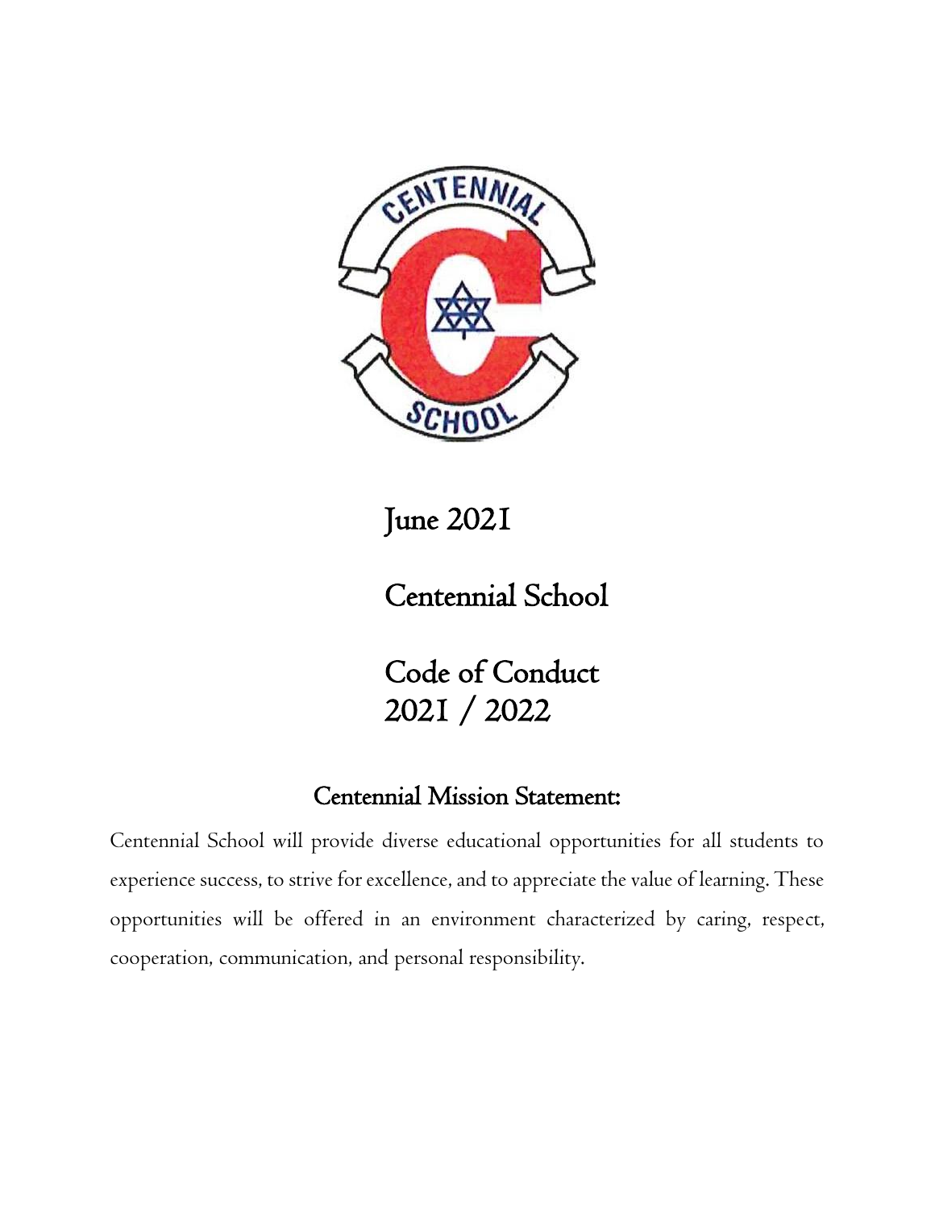June 2021

# Centennial School

# Code of Conduct 2021 / 2022

## Centennial Mission Statement:

Centennial School will provide diverse educational opportunities for all students to experience success, to strive for excellence, and to appreciate the value of learning. These opportunities will be offered in an environment characterized by caring, respect, cooperation, communication, and personal responsibility.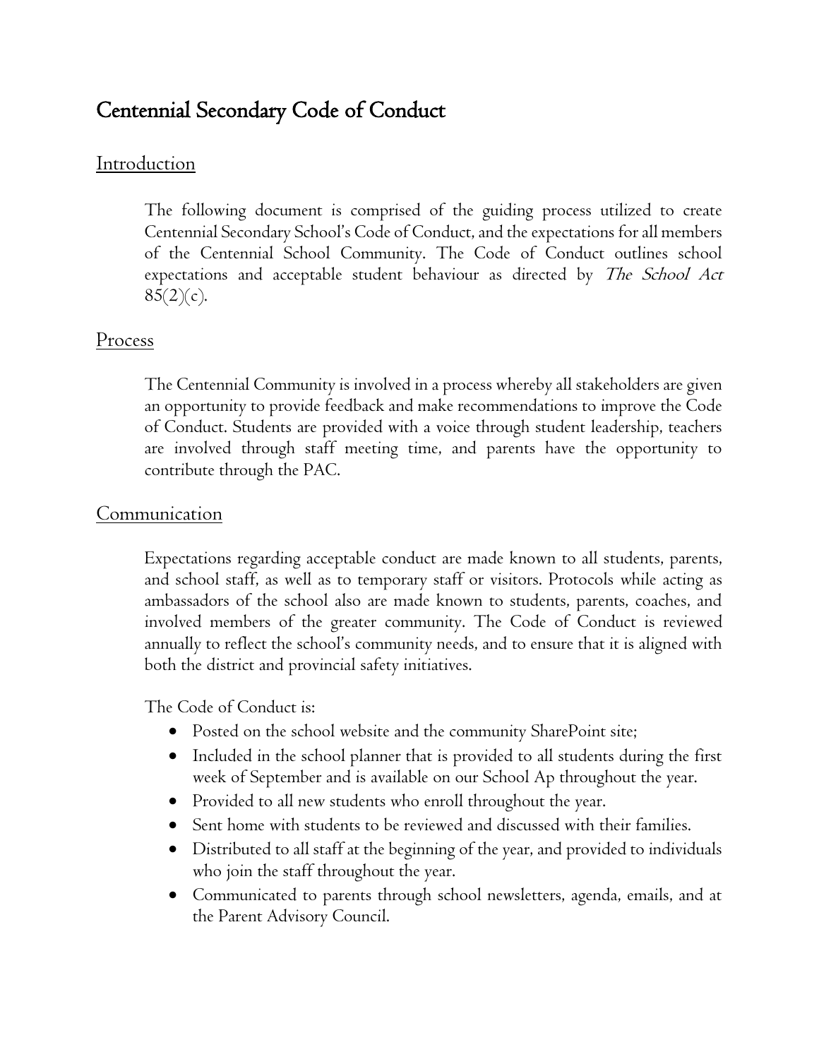# Centennial Secondary Code of Conduct

## Introduction

The following document is comprised of the guiding process utilized to create Centennial Secondary School's Code of Conduct, and the expectations for all members of the Centennial School Community. The Code of Conduct outlines school expectations and acceptable student behaviour as directed by *The School Act* 85(2)(c).

## Process

The Centennial Community is involved in a process whereby all stakeholders are given an opportunity to provide feedback and make recommendations to improve the Code of Conduct. Students are provided with a voice through student leadership, teachers are involved through staff meeting time, and parents have the opportunity to contribute through the PAC.

## Communication

Expectations regarding acceptable conduct are made known to all students, parents, and school staff, as well as to temporary staff or visitors. Protocols while acting as ambassadors of the school also are made known to students, parents, coaches, and involved members of the greater community. The Code of Conduct is reviewed annually to reflect the school's community needs, and to ensure that it is aligned with both the district and provincial safety initiatives.

The Code of Conduct is:

- Posted on the school website and the community SharePoint site;
- Included in the school planner that is provided to all students during the first week of September and is available on our School Ap throughout the year.
- Provided to all new students who enroll throughout the year.
- Sent home with students to be reviewed and discussed with their families.
- Distributed to all staff at the beginning of the year, and provided to individuals who join the staff throughout the year.
- Communicated to parents through school newsletters, agenda, emails, and at the Parent Advisory Council.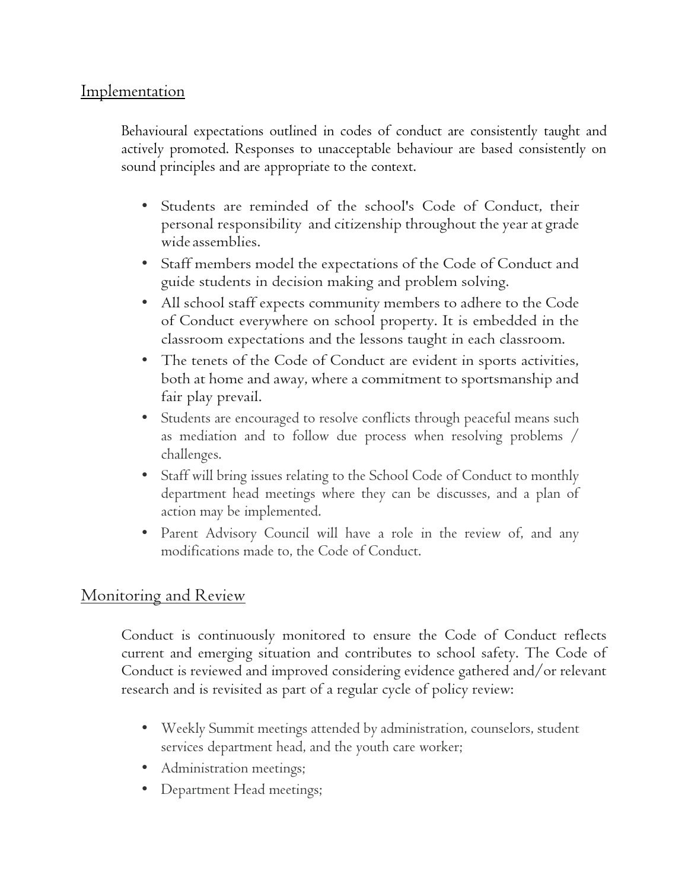## Implementation

Behavioural expectations outlined in codes of conduct are consistently taught and actively promoted. Responses to unacceptable behaviour are based consistently on sound principles and are appropriate to the context.

- Students are reminded of the school's Code of Conduct, their personal responsibility and citizenship throughout the year at grade wide assemblies.
- Staff members model the expectations of the Code of Conduct and guide students in decision making and problem solving.
- All school staff expects community members to adhere to the Code of Conduct everywhere on school property. It is embedded in the classroom expectations and the lessons taught in each classroom.
- The tenets of the Code of Conduct are evident in sports activities, both at home and away, where a commitment to sportsmanship and fair play prevail.
- Students are encouraged to resolve conflicts through peaceful means such as mediation and to follow due process when resolving problems / challenges.
- Staff will bring issues relating to the School Code of Conduct to monthly department head meetings where they can be discusses, and a plan of action may be implemented.
- Parent Advisory Council will have a role in the review of, and any modifications made to, the Code of Conduct.

## Monitoring and Review

Conduct is continuously monitored to ensure the Code of Conduct reflects current and emerging situation and contributes to school safety. The Code of Conduct is reviewed and improved considering evidence gathered and/or relevant research and is revisited as part of a regular cycle of policy review:

- Weekly Summit meetings attended by administration, counselors, student services department head, and the youth care worker;
- Administration meetings;
- Department Head meetings;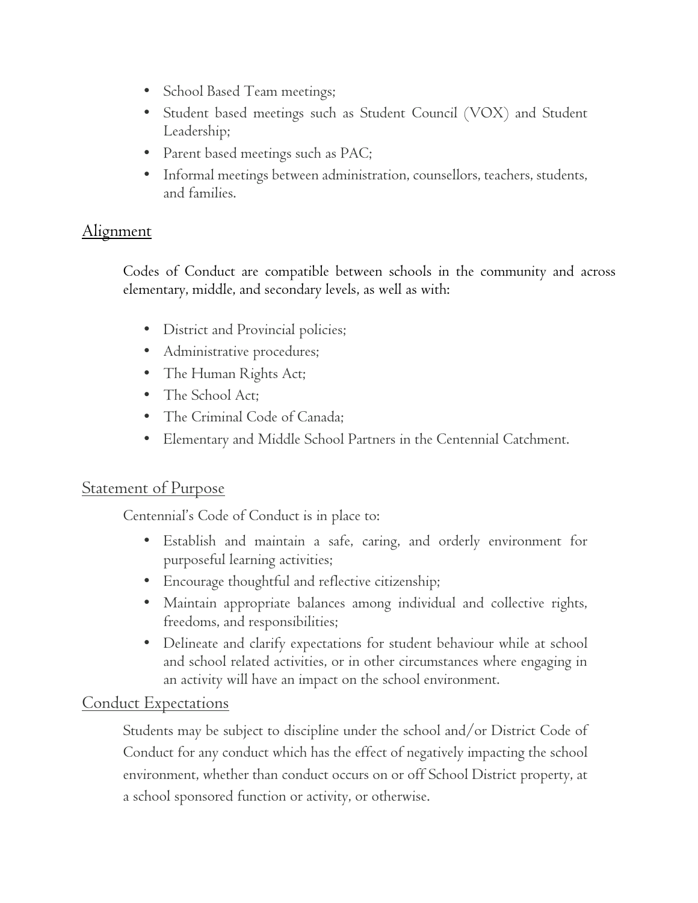- School Based Team meetings;
- Student based meetings such as Student Council (VOX) and Student Leadership;
- Parent based meetings such as PAC;
- Informal meetings between administration, counsellors, teachers, students, and families.

## Alignment

Codes of Conduct are compatible between schools in the community and across elementary, middle, and secondary levels, as well as with:

- District and Provincial policies;
- Administrative procedures;
- The Human Rights Act;
- The School Act;
- The Criminal Code of Canada;
- Elementary and Middle School Partners in the Centennial Catchment.

## Statement of Purpose

Centennial's Code of Conduct is in place to:

- Establish and maintain a safe, caring, and orderly environment for purposeful learning activities;
- Encourage thoughtful and reflective citizenship;
- Maintain appropriate balances among individual and collective rights, freedoms, and responsibilities;
- Delineate and clarify expectations for student behaviour while at school and school related activities, or in other circumstances where engaging in an activity will have an impact on the school environment.

## Conduct Expectations

Students may be subject to discipline under the school and/or District Code of Conduct for any conduct which has the effect of negatively impacting the school environment, whether than conduct occurs on or off School District property, at a school sponsored function or activity, or otherwise.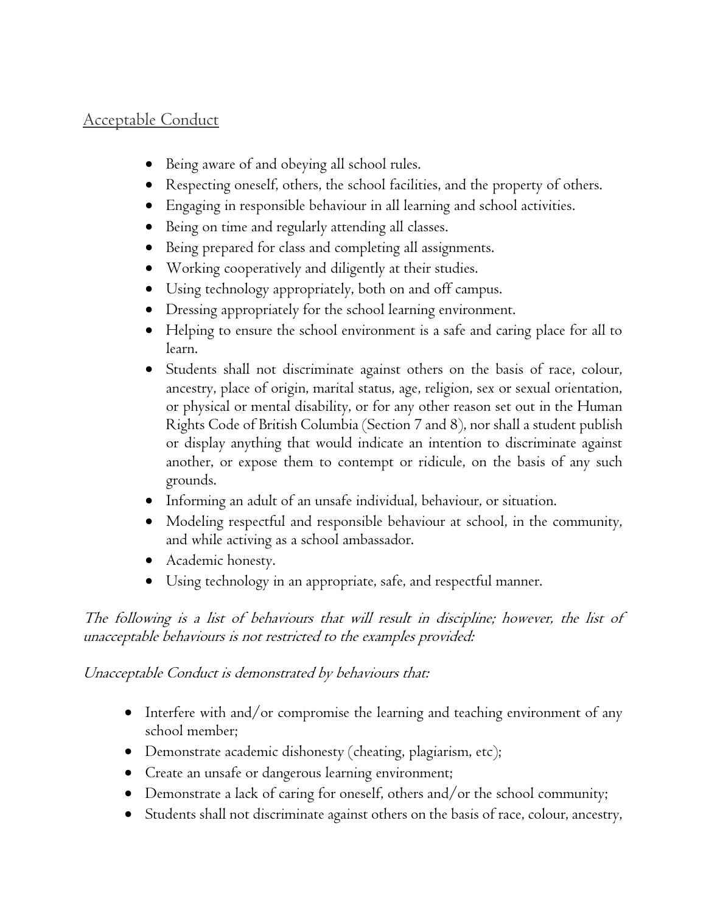## Acceptable Conduct

- Being aware of and obeying all school rules.
- Respecting oneself, others, the school facilities, and the property of others.
- Engaging in responsible behaviour in all learning and school activities.
- Being on time and regularly attending all classes.
- Being prepared for class and completing all assignments.
- Working cooperatively and diligently at their studies.
- Using technology appropriately, both on and off campus.
- Dressing appropriately for the school learning environment.
- Helping to ensure the school environment is a safe and caring place for all to learn.
- Students shall not discriminate against others on the basis of race, colour, ancestry, place of origin, marital status, age, religion, sex or sexual orientation, or physical or mental disability, or for any other reason set out in the Human Rights Code of British Columbia (Section 7 and 8), nor shall a student publish or display anything that would indicate an intention to discriminate against another, or expose them to contempt or ridicule, on the basis of any such grounds.
- Informing an adult of an unsafe individual, behaviour, or situation.
- Modeling respectful and responsible behaviour at school, in the community, and while activing as a school ambassador.
- Academic honesty.
- Using technology in an appropriate, safe, and respectful manner.

*The following is a list of behaviours that will result in discipline; however, the list of unacceptable behaviours is not restricted to the examples provided:*

*Unacceptable Conduct is demonstrated by behaviours that:*

- Interfere with and/or compromise the learning and teaching environment of any school member;
- Demonstrate academic dishonesty (cheating, plagiarism, etc);
- Create an unsafe or dangerous learning environment;
- Demonstrate a lack of caring for oneself, others and/or the school community;
- Students shall not discriminate against others on the basis of race, colour, ancestry,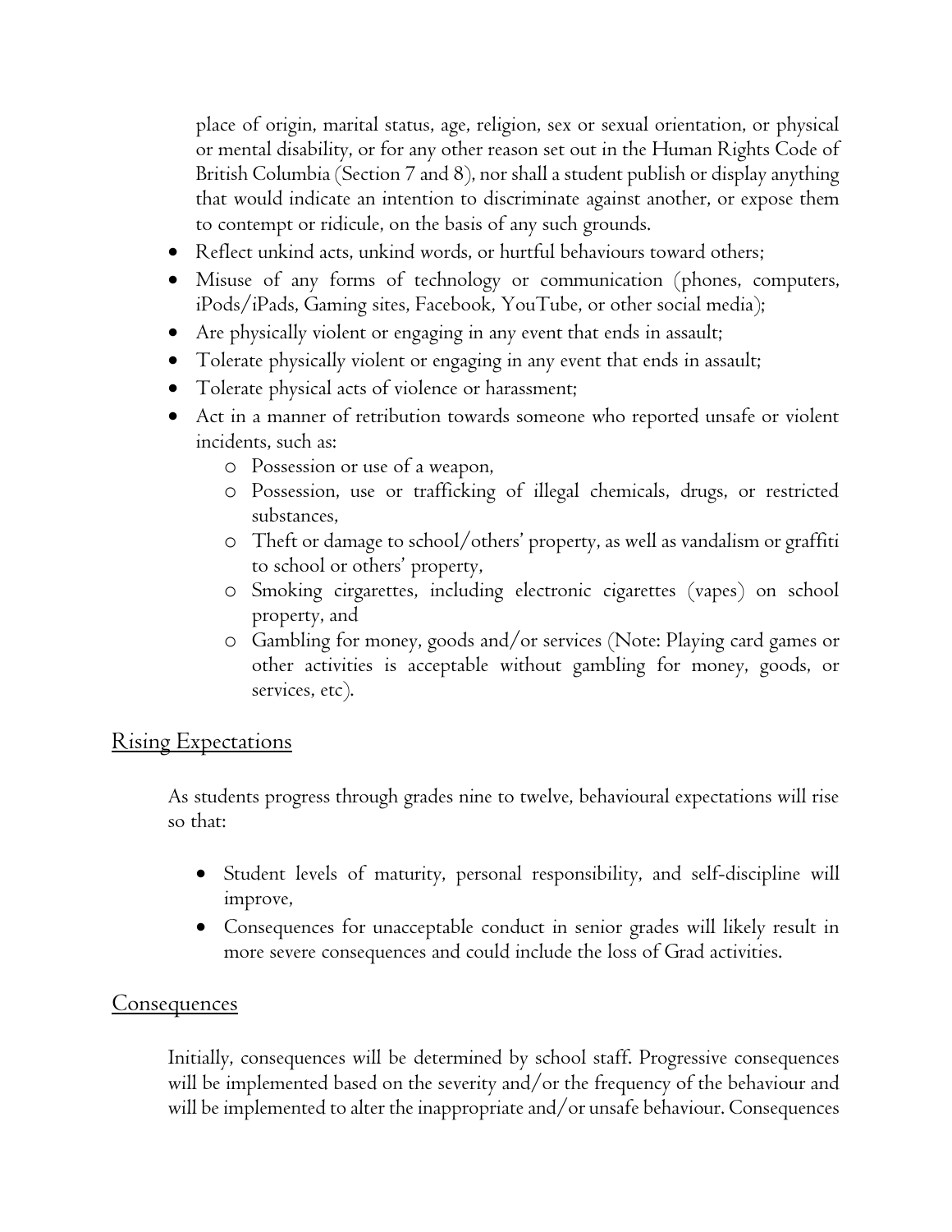place of origin, marital status, age, religion, sex or sexual orientation, or physical or mental disability, or for any other reason set out in the Human Rights Code of British Columbia (Section 7 and 8), nor shall a student publish or display anything that would indicate an intention to discriminate against another, or expose them to contempt or ridicule, on the basis of any such grounds.

- Reflect unkind acts, unkind words, or hurtful behaviours toward others;
- Misuse of any forms of technology or communication (phones, computers, iPods/iPads, Gaming sites, Facebook, YouTube, or other social media);
- Are physically violent or engaging in any event that ends in assault;
- Tolerate physically violent or engaging in any event that ends in assault;
- Tolerate physical acts of violence or harassment;
- Act in a manner of retribution towards someone who reported unsafe or violent incidents, such as:
    - Possession or use of a weapon,
    - Possession, use or trafficking of illegal chemicals, drugs, or restricted substances,
    - Theft or damage to school/others' property, as well as vandalism or graffiti to school or others' property,
    - Smoking cirgarettes, including electronic cigarettes (vapes) on school property, and
    - Gambling for money, goods and/or services (Note: Playing card games or other activities is acceptable without gambling for money, goods, or services, etc).

## Rising Expectations

As students progress through grades nine to twelve, behavioural expectations will rise so that:

- Student levels of maturity, personal responsibility, and self-discipline will improve,
- Consequences for unacceptable conduct in senior grades will likely result in more severe consequences and could include the loss of Grad activities.

## Consequences

Initially, consequences will be determined by school staff. Progressive consequences will be implemented based on the severity and/or the frequency of the behaviour and will be implemented to alter the inappropriate and/or unsafe behaviour. Consequences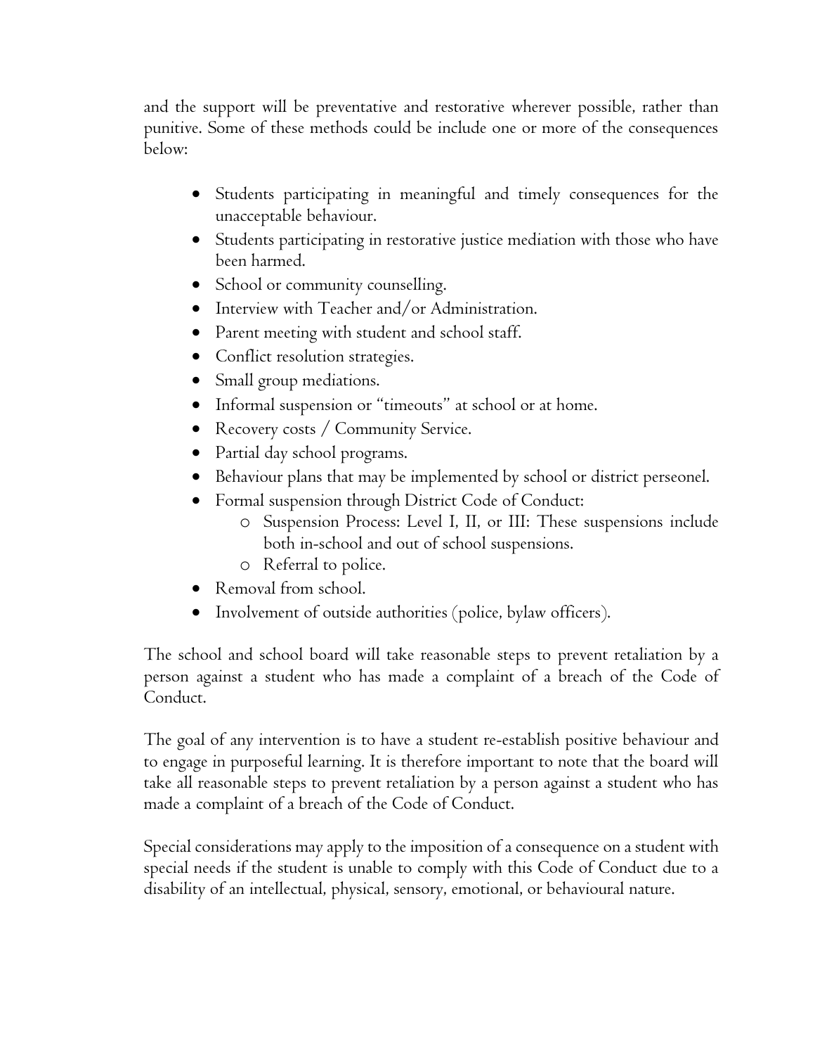and the support will be preventative and restorative wherever possible, rather than punitive. Some of these methods could be include one or more of the consequences below:

- Students participating in meaningful and timely consequences for the unacceptable behaviour.
- Students participating in restorative justice mediation with those who have been harmed.
- School or community counselling.
- Interview with Teacher and/or Administration.
- Parent meeting with student and school staff.
- Conflict resolution strategies.
- Small group mediations.
- Informal suspension or "timeouts" at school or at home.
- Recovery costs / Community Service.
- Partial day school programs.
- Behaviour plans that may be implemented by school or district perseonel.
- Formal suspension through District Code of Conduct:
  - Suspension Process: Level I, II, or III: These suspensions include both in-school and out of school suspensions.
  - Referral to police.
- Removal from school.
- Involvement of outside authorities (police, bylaw officers).

The school and school board will take reasonable steps to prevent retaliation by a person against a student who has made a complaint of a breach of the Code of Conduct.

The goal of any intervention is to have a student re-establish positive behaviour and to engage in purposeful learning. It is therefore important to note that the board will take all reasonable steps to prevent retaliation by a person against a student who has made a complaint of a breach of the Code of Conduct.

Special considerations may apply to the imposition of a consequence on a student with special needs if the student is unable to comply with this Code of Conduct due to a disability of an intellectual, physical, sensory, emotional, or behavioural nature.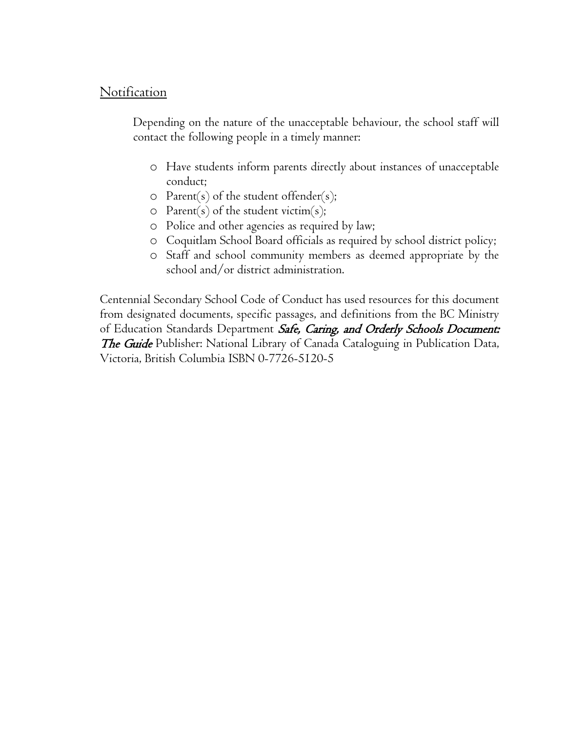## Notification

Depending on the nature of the unacceptable behaviour, the school staff will contact the following people in a timely manner:

- Have students inform parents directly about instances of unacceptable conduct;
- Parent(s) of the student offender(s);
- Parent(s) of the student victim(s);
- Police and other agencies as required by law;
- Coquitlam School Board officials as required by school district policy;
- Staff and school community members as deemed appropriate by the school and/or district administration.

Centennial Secondary School Code of Conduct has used resources for this document from designated documents, specific passages, and definitions from the BC Ministry of Education Standards Department *Safe, Caring, and Orderly Schools Document: The Guide* Publisher: National Library of Canada Cataloguing in Publication Data, Victoria, British Columbia ISBN 0-7726-5120-5